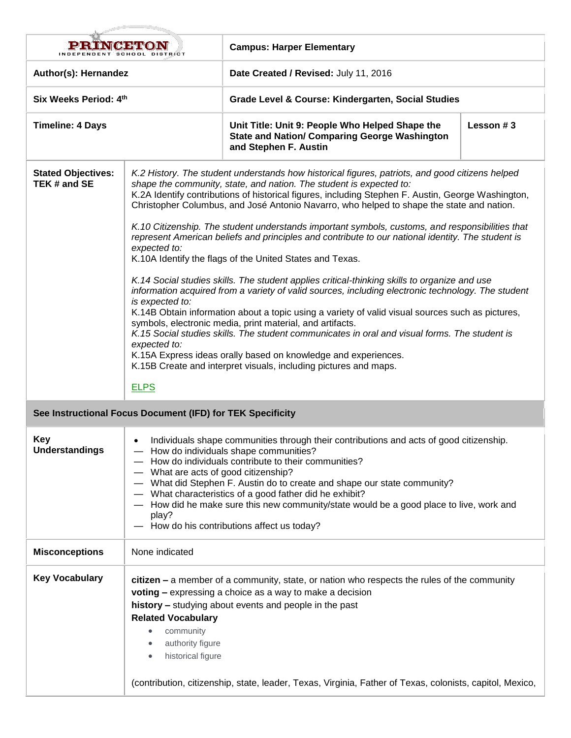| PRINCETON INDEPENDENT SCHOOL DISTRICT | Campus: Harper Elementary | |
|---|---|---|
| **Author(s): Hernandez** | **Date Created / Revised:** July 11, 2016 | |
| **Six Weeks Period: 4th** | **Grade Level & Course: Kindergarten, Social Studies** | |
| **Timeline: 4 Days** | **Unit Title: Unit 9: People Who Helped Shape the State and Nation/ Comparing George Washington and Stephen F. Austin** | **Lesson # 3** |

| | |
|---|---|
| **Stated Objectives: TEK # and SE** | *K.2 History. The student understands how historical figures, patriots, and good citizens helped shape the community, state, and nation. The student is expected to:*<br>K.2A Identify contributions of historical figures, including Stephen F. Austin, George Washington, Christopher Columbus, and José Antonio Navarro, who helped to shape the state and nation.<br><br>*K.10 Citizenship. The student understands important symbols, customs, and responsibilities that represent American beliefs and principles and contribute to our national identity. The student is expected to:*<br>K.10A Identify the flags of the United States and Texas.<br><br>*K.14 Social studies skills. The student applies critical-thinking skills to organize and use information acquired from a variety of valid sources, including electronic technology. The student is expected to:*<br>K.14B Obtain information about a topic using a variety of valid visual sources such as pictures, symbols, electronic media, print material, and artifacts.<br>*K.15 Social studies skills. The student communicates in oral and visual forms. The student is expected to:*<br>K.15A Express ideas orally based on knowledge and experiences.<br>K.15B Create and interpret visuals, including pictures and maps.<br><br>ELPS |
| **See Instructional Focus Document (IFD) for TEK Specificity** | |
| **Key Understandings** | • Individuals shape communities through their contributions and acts of good citizenship.<br>— How do individuals shape communities?<br>— How do individuals contribute to their communities?<br>— What are acts of good citizenship?<br>— What did Stephen F. Austin do to create and shape our state community?<br>— What characteristics of a good father did he exhibit?<br>— How did he make sure this new community/state would be a good place to live, work and play?<br>— How do his contributions affect us today? |
| **Misconceptions** | None indicated |
| **Key Vocabulary** | **citizen –** a member of a community, state, or nation who respects the rules of the community<br>**voting –** expressing a choice as a way to make a decision<br>**history –** studying about events and people in the past<br>**Related Vocabulary**<br>• community<br>• authority figure<br>• historical figure<br><br>(contribution, citizenship, state, leader, Texas, Virginia, Father of Texas, colonists, capitol, Mexico, |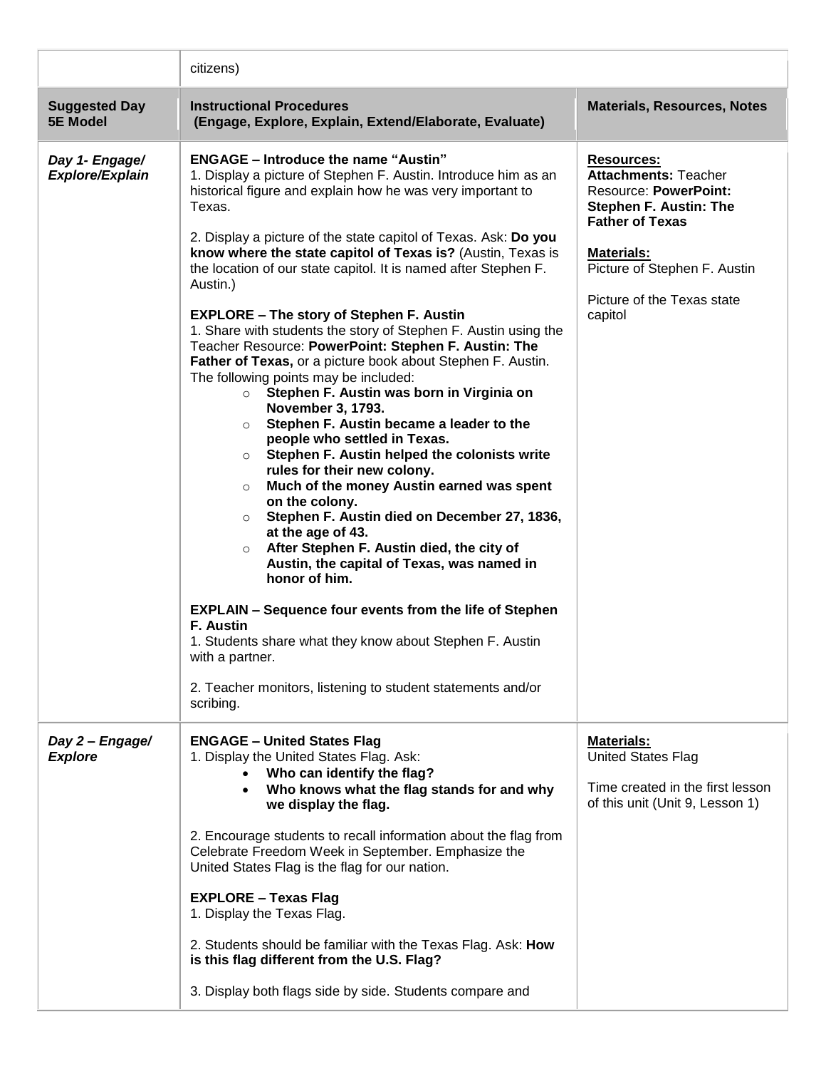| | citizens) | |
|---|---|---|
| **Suggested Day 5E Model** | **Instructional Procedures (Engage, Explore, Explain, Extend/Elaborate, Evaluate)** | **Materials, Resources, Notes** |
| ***Day 1- Engage/ Explore/Explain*** | **ENGAGE – Introduce the name "Austin"**<br>1. Display a picture of Stephen F. Austin. Introduce him as an historical figure and explain how he was very important to Texas.<br><br>2. Display a picture of the state capitol of Texas. Ask: **Do you know where the state capitol of Texas is?** (Austin, Texas is the location of our state capitol. It is named after Stephen F. Austin.)<br><br>**EXPLORE – The story of Stephen F. Austin**<br>1. Share with students the story of Stephen F. Austin using the Teacher Resource: **PowerPoint: Stephen F. Austin: The Father of Texas,** or a picture book about Stephen F. Austin. The following points may be included:<br>○ **Stephen F. Austin was born in Virginia on November 3, 1793.**<br>○ **Stephen F. Austin became a leader to the people who settled in Texas.**<br>○ **Stephen F. Austin helped the colonists write rules for their new colony.**<br>○ **Much of the money Austin earned was spent on the colony.**<br>○ **Stephen F. Austin died on December 27, 1836, at the age of 43.**<br>○ **After Stephen F. Austin died, the city of Austin, the capital of Texas, was named in honor of him.**<br><br>**EXPLAIN – Sequence four events from the life of Stephen F. Austin**<br>1. Students share what they know about Stephen F. Austin with a partner.<br><br>2. Teacher monitors, listening to student statements and/or scribing. | **Resources:**<br>**Attachments:** Teacher Resource: **PowerPoint: Stephen F. Austin: The Father of Texas**<br><br>**Materials:**<br>Picture of Stephen F. Austin<br><br>Picture of the Texas state capitol |
| ***Day 2 – Engage/ Explore*** | **ENGAGE – United States Flag**<br>1. Display the United States Flag. Ask:<br>• **Who can identify the flag?**<br>• **Who knows what the flag stands for and why we display the flag.**<br><br>2. Encourage students to recall information about the flag from Celebrate Freedom Week in September. Emphasize the United States Flag is the flag for our nation.<br><br>**EXPLORE – Texas Flag**<br>1. Display the Texas Flag.<br><br>2. Students should be familiar with the Texas Flag. Ask: **How is this flag different from the U.S. Flag?**<br><br>3. Display both flags side by side. Students compare and | **Materials:**<br>United States Flag<br><br>Time created in the first lesson of this unit (Unit 9, Lesson 1) |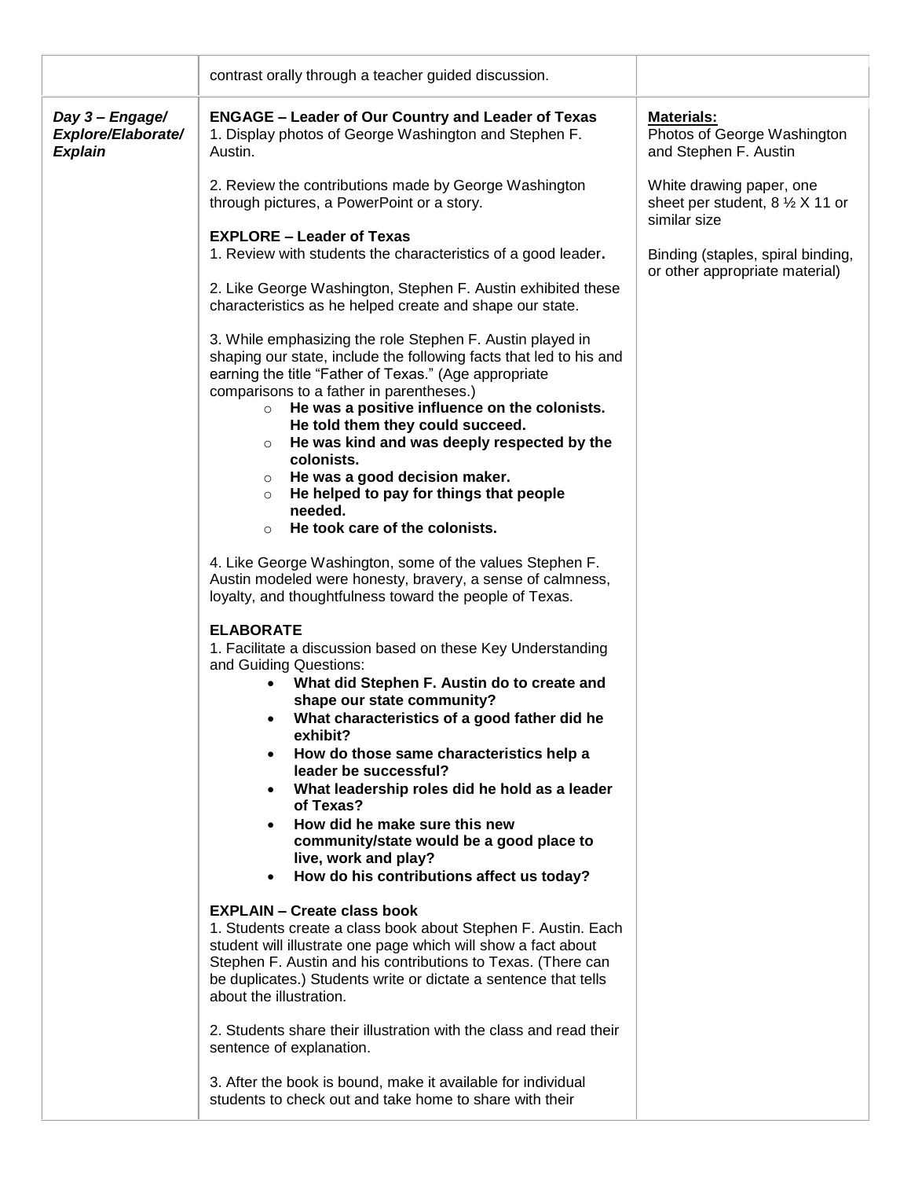| | | |
|---|---|---|
| | contrast orally through a teacher guided discussion. | |
| ***Day 3 – Engage/ Explore/Elaborate/ Explain*** | **ENGAGE – Leader of Our Country and Leader of Texas**<br>1. Display photos of George Washington and Stephen F. Austin.<br><br>2. Review the contributions made by George Washington through pictures, a PowerPoint or a story.<br><br>**EXPLORE – Leader of Texas**<br>1. Review with students the characteristics of a good leader**.**<br><br>2. Like George Washington, Stephen F. Austin exhibited these characteristics as he helped create and shape our state.<br><br>3. While emphasizing the role Stephen F. Austin played in shaping our state, include the following facts that led to his and earning the title "Father of Texas." (Age appropriate comparisons to a father in parentheses.)<br>○ **He was a positive influence on the colonists. He told them they could succeed.**<br>○ **He was kind and was deeply respected by the colonists.**<br>○ **He was a good decision maker.**<br>○ **He helped to pay for things that people needed.**<br>○ **He took care of the colonists.**<br><br>4. Like George Washington, some of the values Stephen F. Austin modeled were honesty, bravery, a sense of calmness, loyalty, and thoughtfulness toward the people of Texas.<br><br>**ELABORATE**<br>1. Facilitate a discussion based on these Key Understanding and Guiding Questions:<br>• **What did Stephen F. Austin do to create and shape our state community?**<br>• **What characteristics of a good father did he exhibit?**<br>• **How do those same characteristics help a leader be successful?**<br>• **What leadership roles did he hold as a leader of Texas?**<br>• **How did he make sure this new community/state would be a good place to live, work and play?**<br>• **How do his contributions affect us today?**<br><br>**EXPLAIN – Create class book**<br>1. Students create a class book about Stephen F. Austin. Each student will illustrate one page which will show a fact about Stephen F. Austin and his contributions to Texas. (There can be duplicates.) Students write or dictate a sentence that tells about the illustration.<br><br>2. Students share their illustration with the class and read their sentence of explanation.<br><br>3. After the book is bound, make it available for individual students to check out and take home to share with their | **Materials:**<br>Photos of George Washington and Stephen F. Austin<br><br>White drawing paper, one sheet per student, 8 ½ X 11 or similar size<br><br>Binding (staples, spiral binding, or other appropriate material) |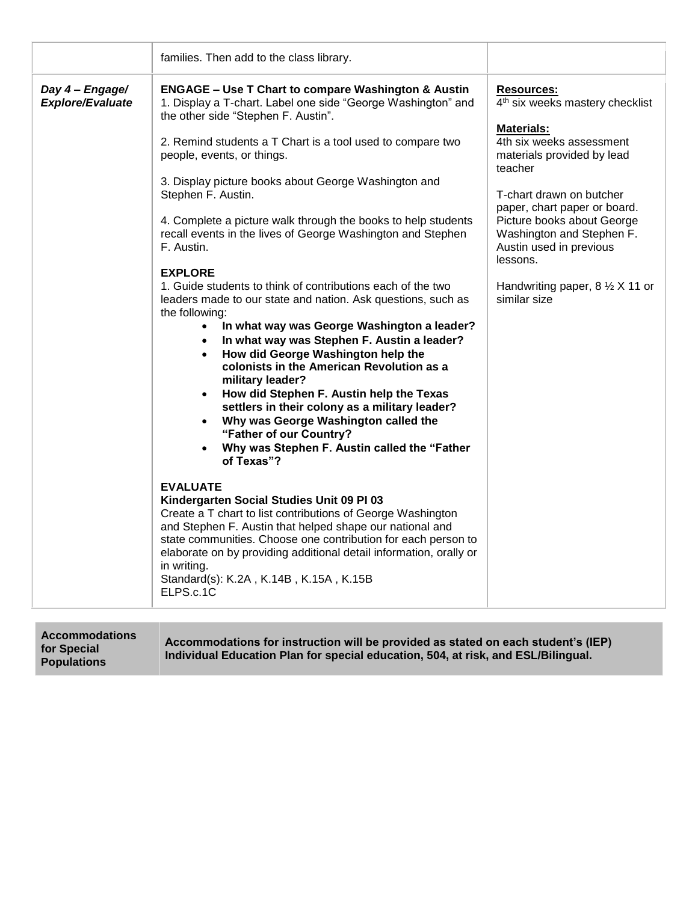| | | |
|---|---|---|
| | families. Then add to the class library. | |
| *Day 4 – Engage/ Explore/Evaluate* | **ENGAGE – Use T Chart to compare Washington & Austin**<br>1. Display a T-chart. Label one side "George Washington" and the other side "Stephen F. Austin".<br><br>2. Remind students a T Chart is a tool used to compare two people, events, or things.<br><br>3. Display picture books about George Washington and Stephen F. Austin.<br><br>4. Complete a picture walk through the books to help students recall events in the lives of George Washington and Stephen F. Austin.<br><br>**EXPLORE**<br>1. Guide students to think of contributions each of the two leaders made to our state and nation. Ask questions, such as the following:<br>• **In what way was George Washington a leader?**<br>• **In what way was Stephen F. Austin a leader?**<br>• **How did George Washington help the colonists in the American Revolution as a military leader?**<br>• **How did Stephen F. Austin help the Texas settlers in their colony as a military leader?**<br>• **Why was George Washington called the "Father of our Country?**<br>• **Why was Stephen F. Austin called the "Father of Texas"?**<br><br>**EVALUATE**<br>**Kindergarten Social Studies Unit 09 PI 03**<br>Create a T chart to list contributions of George Washington and Stephen F. Austin that helped shape our national and state communities. Choose one contribution for each person to elaborate on by providing additional detail information, orally or in writing.<br>Standard(s): K.2A , K.14B , K.15A , K.15B<br>ELPS.c.1C | **Resources:**<br>4th six weeks mastery checklist<br><br>**Materials:**<br>4th six weeks assessment materials provided by lead teacher<br><br>T-chart drawn on butcher paper, chart paper or board. Picture books about George Washington and Stephen F. Austin used in previous lessons.<br><br>Handwriting paper, 8 ½ X 11 or similar size |

| | |
|---|---|
| **Accommodations for Special Populations** | **Accommodations for instruction will be provided as stated on each student's (IEP) Individual Education Plan for special education, 504, at risk, and ESL/Bilingual.** |